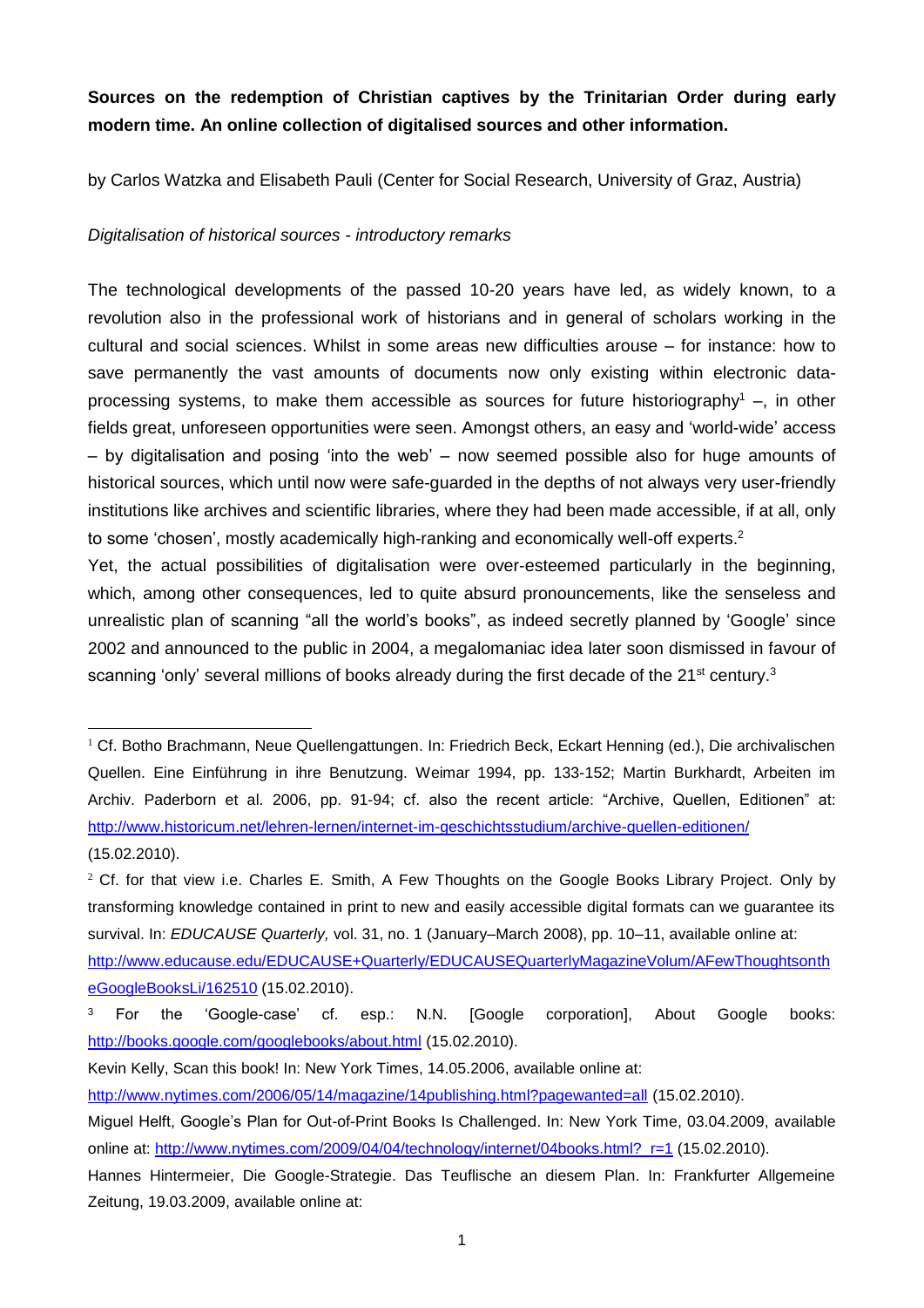**Sources on the redemption of Christian captives by the Trinitarian Order during early modern time. An online collection of digitalised sources and other information.**

by Carlos Watzka and Elisabeth Pauli (Center for Social Research, University of Graz, Austria)

*Digitalisation of historical sources - introductory remarks*

The technological developments of the passed 10-20 years have led, as widely known, to a revolution also in the professional work of historians and in general of scholars working in the cultural and social sciences. Whilst in some areas new difficulties arouse – for instance: how to save permanently the vast amounts of documents now only existing within electronic data-processing systems, to make them accessible as sources for future historiography[1] –, in other fields great, unforeseen opportunities were seen. Amongst others, an easy and 'world-wide' access – by digitalisation and posing 'into the web' – now seemed possible also for huge amounts of historical sources, which until now were safe-guarded in the depths of not always very user-friendly institutions like archives and scientific libraries, where they had been made accessible, if at all, only to some 'chosen', mostly academically high-ranking and economically well-off experts.[2]

Yet, the actual possibilities of digitalisation were over-esteemed particularly in the beginning, which, among other consequences, led to quite absurd pronouncements, like the senseless and unrealistic plan of scanning "all the world's books", as indeed secretly planned by 'Google' since 2002 and announced to the public in 2004, a megalomaniac idea later soon dismissed in favour of scanning 'only' several millions of books already during the first decade of the 21st century.[3]

---

[1] Cf. Botho Brachmann, Neue Quellengattungen. In: Friedrich Beck, Eckart Henning (ed.), Die archivalischen Quellen. Eine Einführung in ihre Benutzung. Weimar 1994, pp. 133-152; Martin Burkhardt, Arbeiten im Archiv. Paderborn et al. 2006, pp. 91-94; cf. also the recent article: "Archive, Quellen, Editionen" at: http://www.historicum.net/lehren-lernen/internet-im-geschichtsstudium/archive-quellen-editionen/ (15.02.2010).

[2] Cf. for that view i.e. Charles E. Smith, A Few Thoughts on the Google Books Library Project. Only by transforming knowledge contained in print to new and easily accessible digital formats can we guarantee its survival. In: *EDUCAUSE Quarterly,* vol. 31, no. 1 (January–March 2008), pp. 10–11, available online at: http://www.educause.edu/EDUCAUSE+Quarterly/EDUCAUSEQuarterlyMagazineVolum/AFewThoughtsontheGoogleBooksLi/162510 (15.02.2010).

[3] For the 'Google-case' cf. esp.: N.N. [Google corporation], About Google books: http://books.google.com/googlebooks/about.html (15.02.2010).

Kevin Kelly, Scan this book! In: New York Times, 14.05.2006, available online at: http://www.nytimes.com/2006/05/14/magazine/14publishing.html?pagewanted=all (15.02.2010).

Miguel Helft, Google's Plan for Out-of-Print Books Is Challenged. In: New York Time, 03.04.2009, available online at: http://www.nytimes.com/2009/04/04/technology/internet/04books.html?_r=1 (15.02.2010).

Hannes Hintermeier, Die Google-Strategie. Das Teuflische an diesem Plan. In: Frankfurter Allgemeine Zeitung, 19.03.2009, available online at: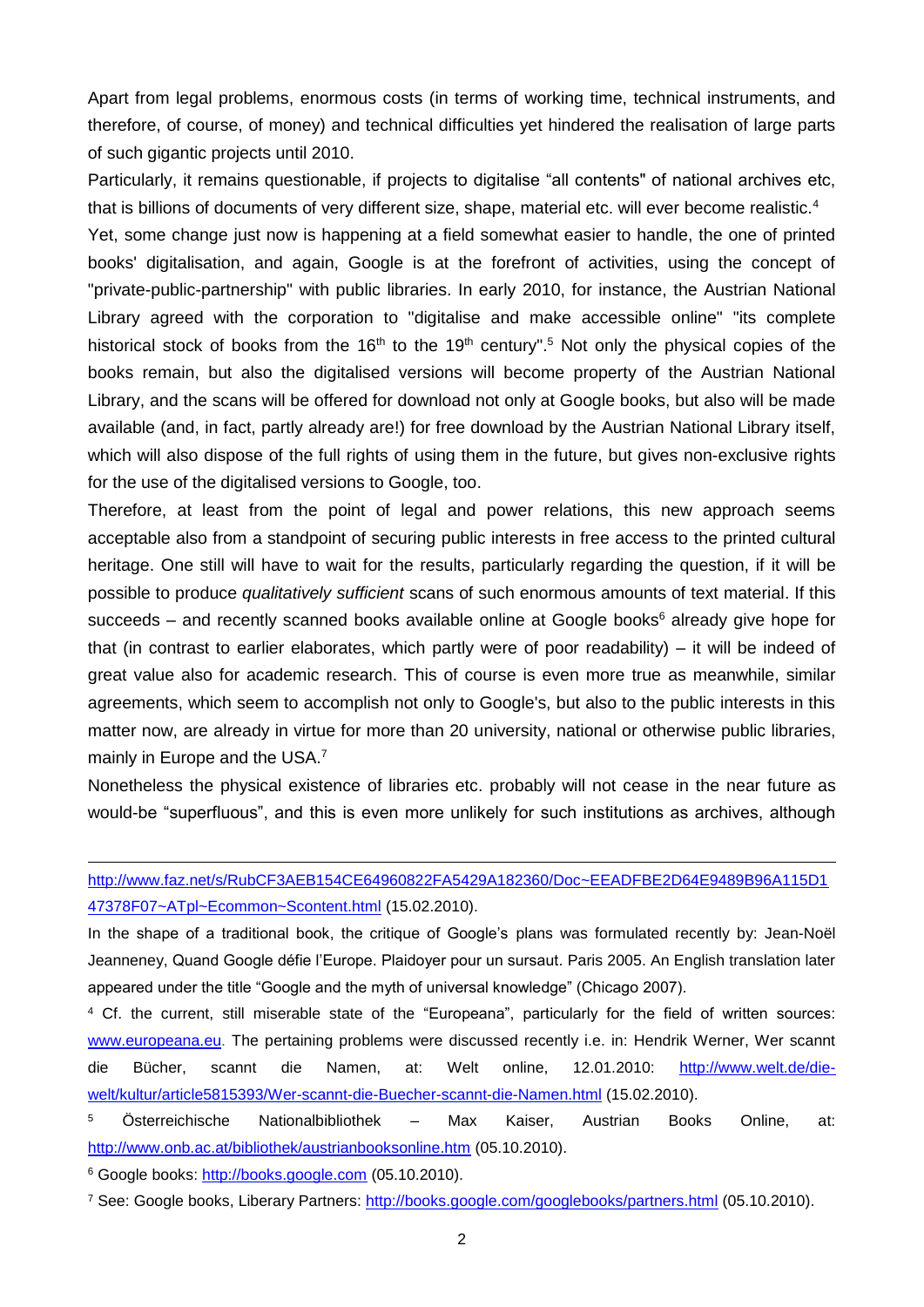Apart from legal problems, enormous costs (in terms of working time, technical instruments, and therefore, of course, of money) and technical difficulties yet hindered the realisation of large parts of such gigantic projects until 2010.

Particularly, it remains questionable, if projects to digitalise "all contents" of national archives etc, that is billions of documents of very different size, shape, material etc. will ever become realistic.[4]

Yet, some change just now is happening at a field somewhat easier to handle, the one of printed books' digitalisation, and again, Google is at the forefront of activities, using the concept of "private-public-partnership" with public libraries. In early 2010, for instance, the Austrian National Library agreed with the corporation to "digitalise and make accessible online" "its complete historical stock of books from the 16th to the 19th century".[5] Not only the physical copies of the books remain, but also the digitalised versions will become property of the Austrian National Library, and the scans will be offered for download not only at Google books, but also will be made available (and, in fact, partly already are!) for free download by the Austrian National Library itself, which will also dispose of the full rights of using them in the future, but gives non-exclusive rights for the use of the digitalised versions to Google, too.

Therefore, at least from the point of legal and power relations, this new approach seems acceptable also from a standpoint of securing public interests in free access to the printed cultural heritage. One still will have to wait for the results, particularly regarding the question, if it will be possible to produce *qualitatively sufficient* scans of such enormous amounts of text material. If this succeeds – and recently scanned books available online at Google books[6] already give hope for that (in contrast to earlier elaborates, which partly were of poor readability) – it will be indeed of great value also for academic research. This of course is even more true as meanwhile, similar agreements, which seem to accomplish not only to Google's, but also to the public interests in this matter now, are already in virtue for more than 20 university, national or otherwise public libraries, mainly in Europe and the USA.[7]

Nonetheless the physical existence of libraries etc. probably will not cease in the near future as would-be "superfluous", and this is even more unlikely for such institutions as archives, although

---

http://www.faz.net/s/RubCF3AEB154CE64960822FA5429A182360/Doc~EEADFBE2D64E9489B96A115D147378F07~ATpl~Ecommon~Scontent.html (15.02.2010).

In the shape of a traditional book, the critique of Google's plans was formulated recently by: Jean-Noël Jeanneney, Quand Google défie l'Europe. Plaidoyer pour un sursaut. Paris 2005. An English translation later appeared under the title "Google and the myth of universal knowledge" (Chicago 2007).

[4] Cf. the current, still miserable state of the "Europeana", particularly for the field of written sources: www.europeana.eu. The pertaining problems were discussed recently i.e. in: Hendrik Werner, Wer scannt die Bücher, scannt die Namen, at: Welt online, 12.01.2010: http://www.welt.de/die-welt/kultur/article5815393/Wer-scannt-die-Buecher-scannt-die-Namen.html (15.02.2010).

[5] Österreichische Nationalbibliothek – Max Kaiser, Austrian Books Online, at: http://www.onb.ac.at/bibliothek/austrianbooksonline.htm (05.10.2010).

[6] Google books: http://books.google.com (05.10.2010).

[7] See: Google books, Liberary Partners: http://books.google.com/googlebooks/partners.html (05.10.2010).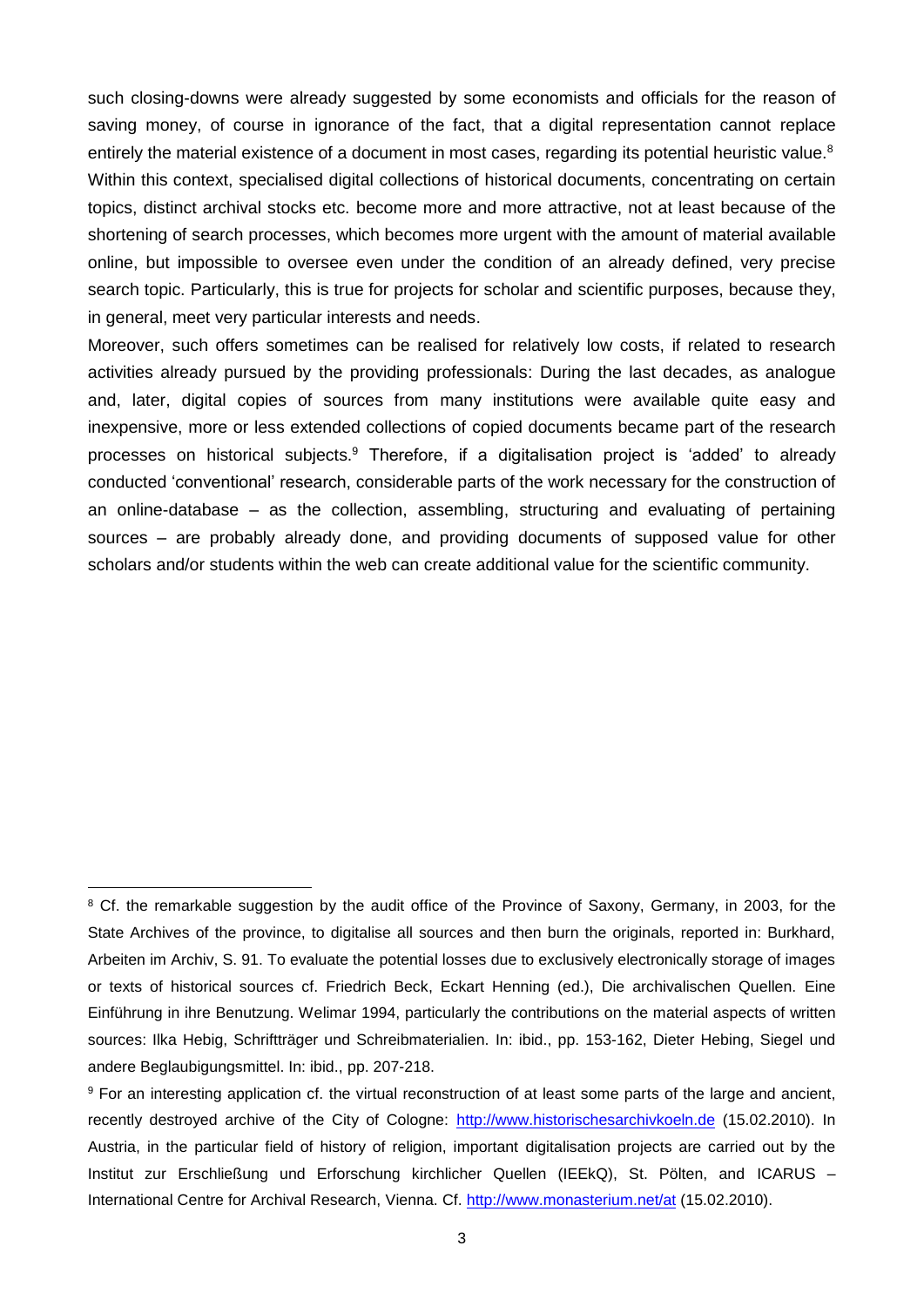such closing-downs were already suggested by some economists and officials for the reason of saving money, of course in ignorance of the fact, that a digital representation cannot replace entirely the material existence of a document in most cases, regarding its potential heuristic value.[8] Within this context, specialised digital collections of historical documents, concentrating on certain topics, distinct archival stocks etc. become more and more attractive, not at least because of the shortening of search processes, which becomes more urgent with the amount of material available online, but impossible to oversee even under the condition of an already defined, very precise search topic. Particularly, this is true for projects for scholar and scientific purposes, because they, in general, meet very particular interests and needs.

Moreover, such offers sometimes can be realised for relatively low costs, if related to research activities already pursued by the providing professionals: During the last decades, as analogue and, later, digital copies of sources from many institutions were available quite easy and inexpensive, more or less extended collections of copied documents became part of the research processes on historical subjects.[9] Therefore, if a digitalisation project is 'added' to already conducted 'conventional' research, considerable parts of the work necessary for the construction of an online-database – as the collection, assembling, structuring and evaluating of pertaining sources – are probably already done, and providing documents of supposed value for other scholars and/or students within the web can create additional value for the scientific community.

---

[8] Cf. the remarkable suggestion by the audit office of the Province of Saxony, Germany, in 2003, for the State Archives of the province, to digitalise all sources and then burn the originals, reported in: Burkhard, Arbeiten im Archiv, S. 91. To evaluate the potential losses due to exclusively electronically storage of images or texts of historical sources cf. Friedrich Beck, Eckart Henning (ed.), Die archivalischen Quellen. Eine Einführung in ihre Benutzung. Welimar 1994, particularly the contributions on the material aspects of written sources: Ilka Hebig, Schriftträger und Schreibmaterialien. In: ibid., pp. 153-162, Dieter Hebing, Siegel und andere Beglaubigungsmittel. In: ibid., pp. 207-218.

[9] For an interesting application cf. the virtual reconstruction of at least some parts of the large and ancient, recently destroyed archive of the City of Cologne: http://www.historischesarchivkoeln.de (15.02.2010). In Austria, in the particular field of history of religion, important digitalisation projects are carried out by the Institut zur Erschließung und Erforschung kirchlicher Quellen (IEEkQ), St. Pölten, and ICARUS – International Centre for Archival Research, Vienna. Cf. http://www.monasterium.net/at (15.02.2010).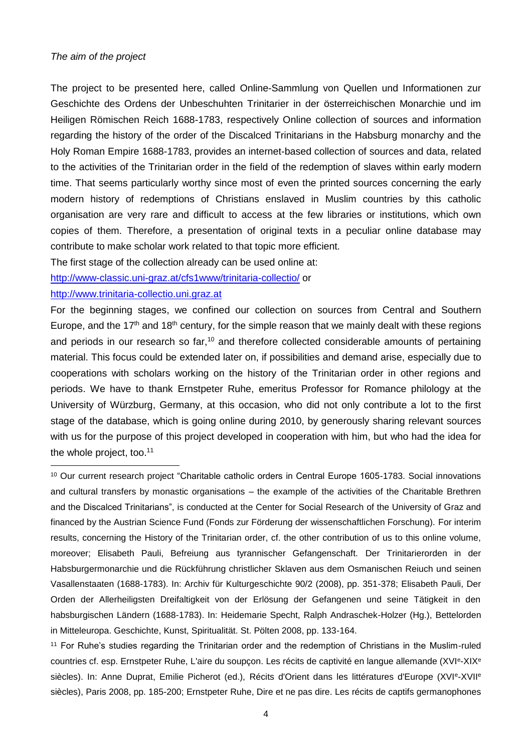*The aim of the project*

The project to be presented here, called Online-Sammlung von Quellen und Informationen zur Geschichte des Ordens der Unbeschuhten Trinitarier in der österreichischen Monarchie und im Heiligen Römischen Reich 1688-1783, respectively Online collection of sources and information regarding the history of the order of the Discalced Trinitarians in the Habsburg monarchy and the Holy Roman Empire 1688-1783, provides an internet-based collection of sources and data, related to the activities of the Trinitarian order in the field of the redemption of slaves within early modern time. That seems particularly worthy since most of even the printed sources concerning the early modern history of redemptions of Christians enslaved in Muslim countries by this catholic organisation are very rare and difficult to access at the few libraries or institutions, which own copies of them. Therefore, a presentation of original texts in a peculiar online database may contribute to make scholar work related to that topic more efficient.

The first stage of the collection already can be used online at:

http://www-classic.uni-graz.at/cfs1www/trinitaria-collectio/ or

http://www.trinitaria-collectio.uni.graz.at

For the beginning stages, we confined our collection on sources from Central and Southern Europe, and the 17th and 18th century, for the simple reason that we mainly dealt with these regions and periods in our research so far,[10] and therefore collected considerable amounts of pertaining material. This focus could be extended later on, if possibilities and demand arise, especially due to cooperations with scholars working on the history of the Trinitarian order in other regions and periods. We have to thank Ernstpeter Ruhe, emeritus Professor for Romance philology at the University of Würzburg, Germany, at this occasion, who did not only contribute a lot to the first stage of the database, which is going online during 2010, by generously sharing relevant sources with us for the purpose of this project developed in cooperation with him, but who had the idea for the whole project, too.[11]

---

[10] Our current research project "Charitable catholic orders in Central Europe 1605-1783. Social innovations and cultural transfers by monastic organisations – the example of the activities of the Charitable Brethren and the Discalced Trinitarians", is conducted at the Center for Social Research of the University of Graz and financed by the Austrian Science Fund (Fonds zur Förderung der wissenschaftlichen Forschung). For interim results, concerning the History of the Trinitarian order, cf. the other contribution of us to this online volume, moreover; Elisabeth Pauli, Befreiung aus tyrannischer Gefangenschaft. Der Trinitarierorden in der Habsburgermonarchie und die Rückführung christlicher Sklaven aus dem Osmanischen Reiuch und seinen Vasallenstaaten (1688-1783). In: Archiv für Kulturgeschichte 90/2 (2008), pp. 351-378; Elisabeth Pauli, Der Orden der Allerheiligsten Dreifaltigkeit von der Erlösung der Gefangenen und seine Tätigkeit in den habsburgischen Ländern (1688-1783). In: Heidemarie Specht, Ralph Andraschek-Holzer (Hg.), Bettelorden in Mitteleuropa. Geschichte, Kunst, Spiritualität. St. Pölten 2008, pp. 133-164.

[11] For Ruhe's studies regarding the Trinitarian order and the redemption of Christians in the Muslim-ruled countries cf. esp. Ernstpeter Ruhe, L'aire du soupçon. Les récits de captivité en langue allemande (XVIe-XIXe siècles). In: Anne Duprat, Emilie Picherot (ed.), Récits d'Orient dans les littératures d'Europe (XVIe-XVIIe siècles), Paris 2008, pp. 185-200; Ernstpeter Ruhe, Dire et ne pas dire. Les récits de captifs germanophones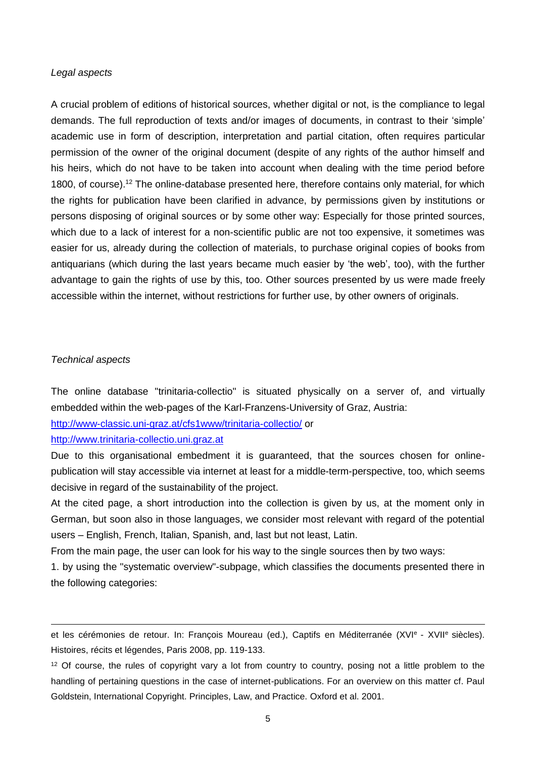*Legal aspects*

A crucial problem of editions of historical sources, whether digital or not, is the compliance to legal demands. The full reproduction of texts and/or images of documents, in contrast to their 'simple' academic use in form of description, interpretation and partial citation, often requires particular permission of the owner of the original document (despite of any rights of the author himself and his heirs, which do not have to be taken into account when dealing with the time period before 1800, of course).[12] The online-database presented here, therefore contains only material, for which the rights for publication have been clarified in advance, by permissions given by institutions or persons disposing of original sources or by some other way: Especially for those printed sources, which due to a lack of interest for a non-scientific public are not too expensive, it sometimes was easier for us, already during the collection of materials, to purchase original copies of books from antiquarians (which during the last years became much easier by 'the web', too), with the further advantage to gain the rights of use by this, too. Other sources presented by us were made freely accessible within the internet, without restrictions for further use, by other owners of originals.

*Technical aspects*

The online database "trinitaria-collectio" is situated physically on a server of, and virtually embedded within the web-pages of the Karl-Franzens-University of Graz, Austria:
http://www-classic.uni-graz.at/cfs1www/trinitaria-collectio/ or
http://www.trinitaria-collectio.uni.graz.at

Due to this organisational embedment it is guaranteed, that the sources chosen for online-publication will stay accessible via internet at least for a middle-term-perspective, too, which seems decisive in regard of the sustainability of the project.

At the cited page, a short introduction into the collection is given by us, at the moment only in German, but soon also in those languages, we consider most relevant with regard of the potential users – English, French, Italian, Spanish, and, last but not least, Latin.

From the main page, the user can look for his way to the single sources then by two ways:

1. by using the "systematic overview"-subpage, which classifies the documents presented there in the following categories:

---

et les cérémonies de retour. In: François Moureau (ed.), Captifs en Méditerranée (XVI^e - XVII^e siècles). Histoires, récits et légendes, Paris 2008, pp. 119-133.

[12] Of course, the rules of copyright vary a lot from country to country, posing not a little problem to the handling of pertaining questions in the case of internet-publications. For an overview on this matter cf. Paul Goldstein, International Copyright. Principles, Law, and Practice. Oxford et al. 2001.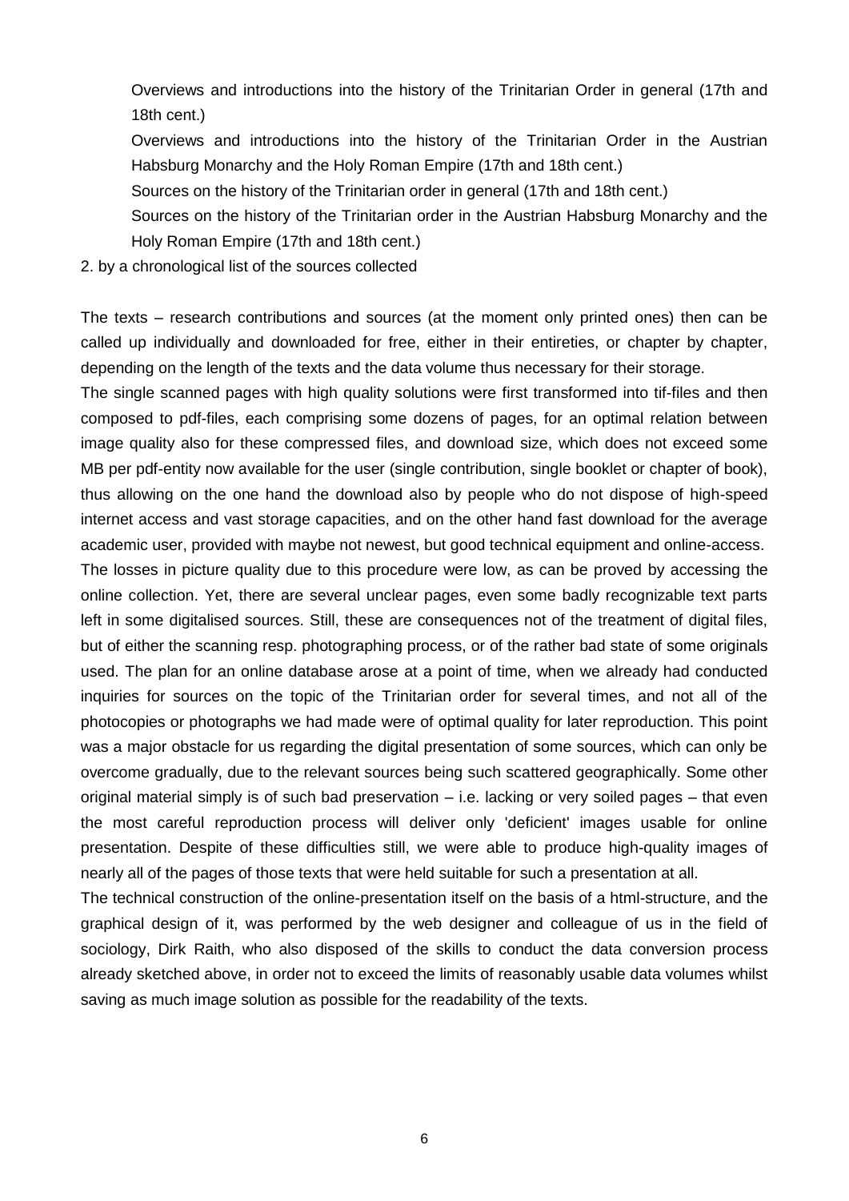Overviews and introductions into the history of the Trinitarian Order in general (17th and 18th cent.)

Overviews and introductions into the history of the Trinitarian Order in the Austrian Habsburg Monarchy and the Holy Roman Empire (17th and 18th cent.)

Sources on the history of the Trinitarian order in general (17th and 18th cent.)

Sources on the history of the Trinitarian order in the Austrian Habsburg Monarchy and the Holy Roman Empire (17th and 18th cent.)

2. by a chronological list of the sources collected

The texts – research contributions and sources (at the moment only printed ones) then can be called up individually and downloaded for free, either in their entireties, or chapter by chapter, depending on the length of the texts and the data volume thus necessary for their storage.

The single scanned pages with high quality solutions were first transformed into tif-files and then composed to pdf-files, each comprising some dozens of pages, for an optimal relation between image quality also for these compressed files, and download size, which does not exceed some MB per pdf-entity now available for the user (single contribution, single booklet or chapter of book), thus allowing on the one hand the download also by people who do not dispose of high-speed internet access and vast storage capacities, and on the other hand fast download for the average academic user, provided with maybe not newest, but good technical equipment and online-access.

The losses in picture quality due to this procedure were low, as can be proved by accessing the online collection. Yet, there are several unclear pages, even some badly recognizable text parts left in some digitalised sources. Still, these are consequences not of the treatment of digital files, but of either the scanning resp. photographing process, or of the rather bad state of some originals used. The plan for an online database arose at a point of time, when we already had conducted inquiries for sources on the topic of the Trinitarian order for several times, and not all of the photocopies or photographs we had made were of optimal quality for later reproduction. This point was a major obstacle for us regarding the digital presentation of some sources, which can only be overcome gradually, due to the relevant sources being such scattered geographically. Some other original material simply is of such bad preservation – i.e. lacking or very soiled pages – that even the most careful reproduction process will deliver only 'deficient' images usable for online presentation. Despite of these difficulties still, we were able to produce high-quality images of nearly all of the pages of those texts that were held suitable for such a presentation at all.

The technical construction of the online-presentation itself on the basis of a html-structure, and the graphical design of it, was performed by the web designer and colleague of us in the field of sociology, Dirk Raith, who also disposed of the skills to conduct the data conversion process already sketched above, in order not to exceed the limits of reasonably usable data volumes whilst saving as much image solution as possible for the readability of the texts.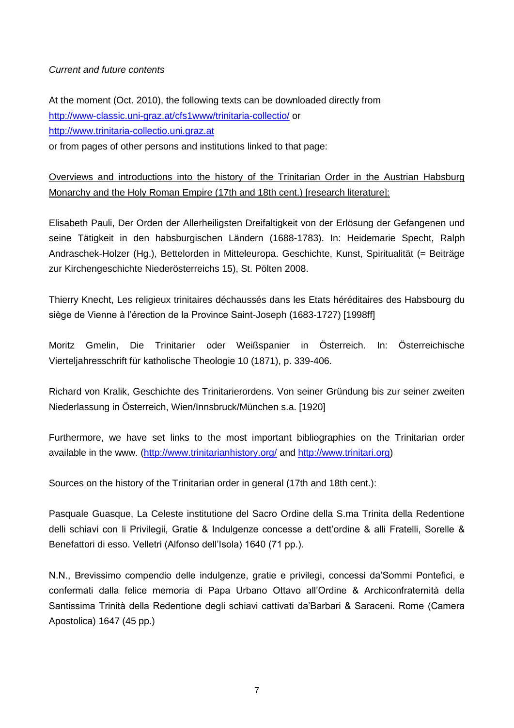*Current and future contents*

At the moment (Oct. 2010), the following texts can be downloaded directly from http://www-classic.uni-graz.at/cfs1www/trinitaria-collectio/ or http://www.trinitaria-collectio.uni.graz.at
or from pages of other persons and institutions linked to that page:

<u>Overviews and introductions into the history of the Trinitarian Order in the Austrian Habsburg Monarchy and the Holy Roman Empire (17th and 18th cent.) [research literature]:</u>

Elisabeth Pauli, Der Orden der Allerheiligsten Dreifaltigkeit von der Erlösung der Gefangenen und seine Tätigkeit in den habsburgischen Ländern (1688-1783). In: Heidemarie Specht, Ralph Andraschek-Holzer (Hg.), Bettelorden in Mitteleuropa. Geschichte, Kunst, Spiritualität (= Beiträge zur Kirchengeschichte Niederösterreichs 15), St. Pölten 2008.

Thierry Knecht, Les religieux trinitaires déchaussés dans les Etats héréditaires des Habsbourg du siège de Vienne à l'érection de la Province Saint-Joseph (1683-1727) [1998ff]

Moritz Gmelin, Die Trinitarier oder Weißspanier in Österreich. In: Österreichische Vierteljahresschrift für katholische Theologie 10 (1871), p. 339-406.

Richard von Kralik, Geschichte des Trinitarierordens. Von seiner Gründung bis zur seiner zweiten Niederlassung in Österreich, Wien/Innsbruck/München s.a. [1920]

Furthermore, we have set links to the most important bibliographies on the Trinitarian order available in the www. (http://www.trinitarianhistory.org/ and http://www.trinitari.org)

<u>Sources on the history of the Trinitarian order in general (17th and 18th cent.):</u>

Pasquale Guasque, La Celeste institutione del Sacro Ordine della S.ma Trinita della Redentione delli schiavi con li Privilegii, Gratie & Indulgenze concesse a dett'ordine & alli Fratelli, Sorelle & Benefattori di esso. Velletri (Alfonso dell'Isola) 1640 (71 pp.).

N.N., Brevissimo compendio delle indulgenze, gratie e privilegi, concessi da'Sommi Pontefici, e confermati dalla felice memoria di Papa Urbano Ottavo all'Ordine & Archiconfraternità della Santissima Trinità della Redentione degli schiavi cattivati da'Barbari & Saraceni. Rome (Camera Apostolica) 1647 (45 pp.)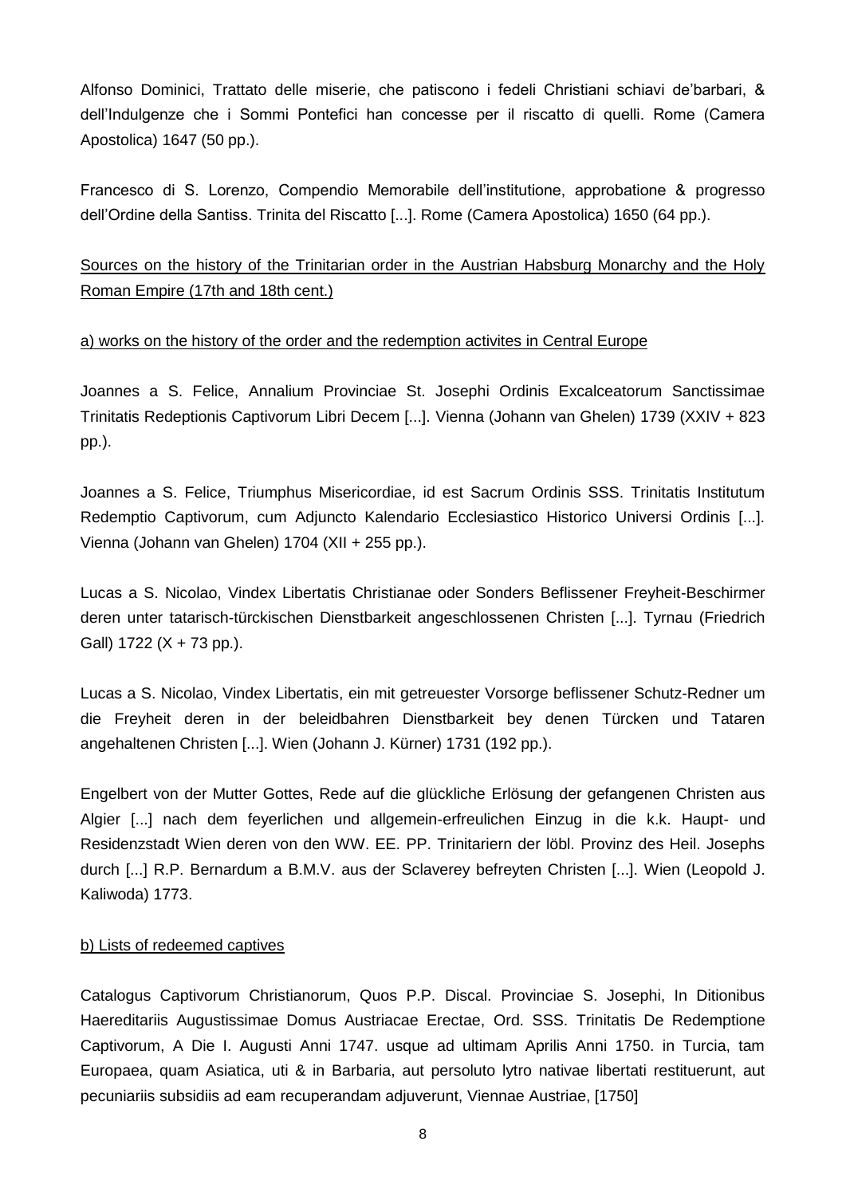Alfonso Dominici, Trattato delle miserie, che patiscono i fedeli Christiani schiavi de'barbari, & dell'Indulgenze che i Sommi Pontefici han concesse per il riscatto di quelli. Rome (Camera Apostolica) 1647 (50 pp.).

Francesco di S. Lorenzo, Compendio Memorabile dell'institutione, approbatione & progresso dell'Ordine della Santiss. Trinita del Riscatto [...]. Rome (Camera Apostolica) 1650 (64 pp.).

Sources on the history of the Trinitarian order in the Austrian Habsburg Monarchy and the Holy Roman Empire (17th and 18th cent.)

a) works on the history of the order and the redemption activites in Central Europe

Joannes a S. Felice, Annalium Provinciae St. Josephi Ordinis Excalceatorum Sanctissimae Trinitatis Redeptionis Captivorum Libri Decem [...]. Vienna (Johann van Ghelen) 1739 (XXIV + 823 pp.).

Joannes a S. Felice, Triumphus Misericordiae, id est Sacrum Ordinis SSS. Trinitatis Institutum Redemptio Captivorum, cum Adjuncto Kalendario Ecclesiastico Historico Universi Ordinis [...]. Vienna (Johann van Ghelen) 1704 (XII + 255 pp.).

Lucas a S. Nicolao, Vindex Libertatis Christianae oder Sonders Beflissener Freyheit-Beschirmer deren unter tatarisch-türckischen Dienstbarkeit angeschlossenen Christen [...]. Tyrnau (Friedrich Gall) 1722 (X + 73 pp.).

Lucas a S. Nicolao, Vindex Libertatis, ein mit getreuester Vorsorge beflissener Schutz-Redner um die Freyheit deren in der beleidbahren Dienstbarkeit bey denen Türcken und Tataren angehaltenen Christen [...]. Wien (Johann J. Kürner) 1731 (192 pp.).

Engelbert von der Mutter Gottes, Rede auf die glückliche Erlösung der gefangenen Christen aus Algier [...] nach dem feyerlichen und allgemein-erfreulichen Einzug in die k.k. Haupt- und Residenzstadt Wien deren von den WW. EE. PP. Trinitariern der löbl. Provinz des Heil. Josephs durch [...] R.P. Bernardum a B.M.V. aus der Sclaverey befreyten Christen [...]. Wien (Leopold J. Kaliwoda) 1773.

b) Lists of redeemed captives

Catalogus Captivorum Christianorum, Quos P.P. Discal. Provinciae S. Josephi, In Ditionibus Haereditariis Augustissimae Domus Austriacae Erectae, Ord. SSS. Trinitatis De Redemptione Captivorum, A Die I. Augusti Anni 1747. usque ad ultimam Aprilis Anni 1750. in Turcia, tam Europaea, quam Asiatica, uti & in Barbaria, aut persoluto lytro nativae libertati restituerunt, aut pecuniariis subsidiis ad eam recuperandam adjuverunt, Viennae Austriae, [1750]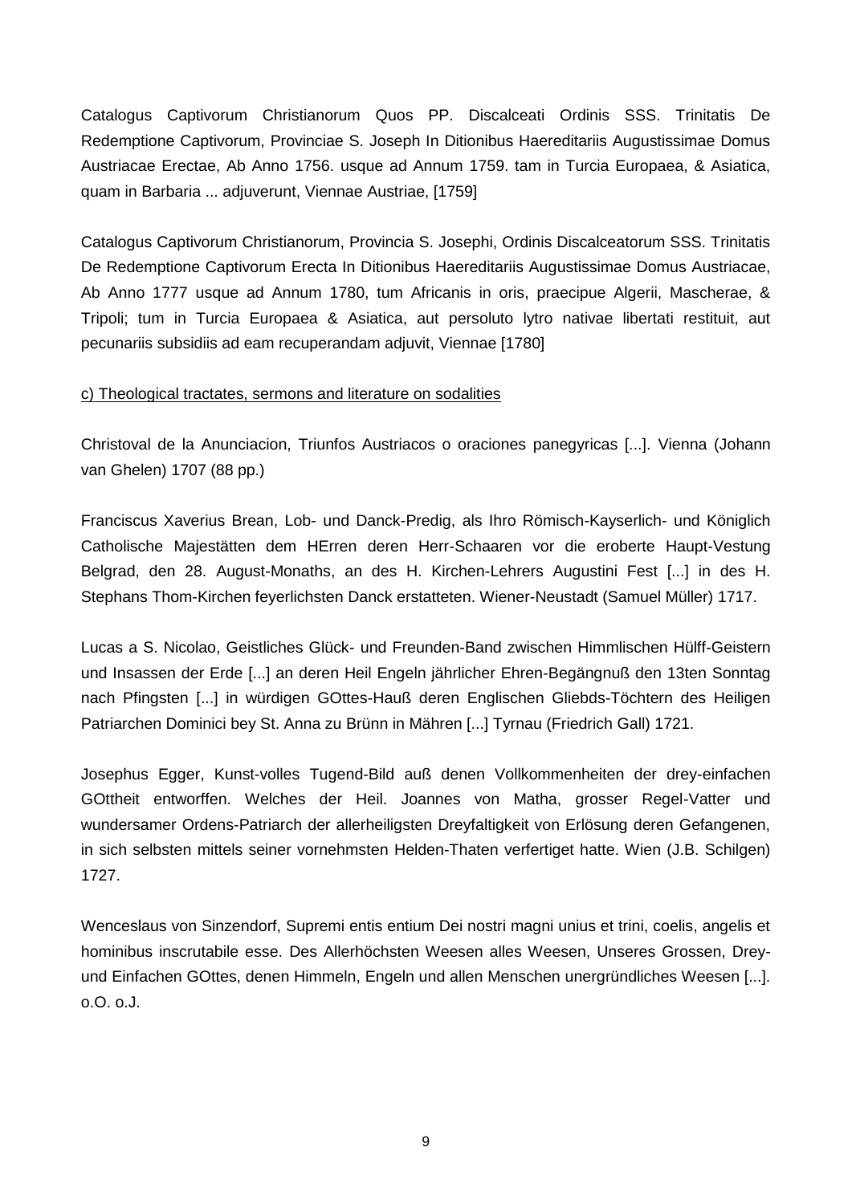Catalogus Captivorum Christianorum Quos PP. Discalceati Ordinis SSS. Trinitatis De Redemptione Captivorum, Provinciae S. Joseph In Ditionibus Haereditariis Augustissimae Domus Austriacae Erectae, Ab Anno 1756. usque ad Annum 1759. tam in Turcia Europaea, & Asiatica, quam in Barbaria ... adjuverunt, Viennae Austriae, [1759]

Catalogus Captivorum Christianorum, Provincia S. Josephi, Ordinis Discalceatorum SSS. Trinitatis De Redemptione Captivorum Erecta In Ditionibus Haereditariis Augustissimae Domus Austriacae, Ab Anno 1777 usque ad Annum 1780, tum Africanis in oris, praecipue Algerii, Mascherae, & Tripoli; tum in Turcia Europaea & Asiatica, aut persoluto lytro nativae libertati restituit, aut pecunariis subsidiis ad eam recuperandam adjuvit, Viennae [1780]

<u>c) Theological tractates, sermons and literature on sodalities</u>

Christoval de la Anunciacion, Triunfos Austriacos o oraciones panegyricas [...]. Vienna (Johann van Ghelen) 1707 (88 pp.)

Franciscus Xaverius Brean, Lob- und Danck-Predig, als Ihro Römisch-Kayserlich- und Königlich Catholische Majestätten dem HErren deren Herr-Schaaren vor die eroberte Haupt-Vestung Belgrad, den 28. August-Monaths, an des H. Kirchen-Lehrers Augustini Fest [...] in des H. Stephans Thom-Kirchen feyerlichsten Danck erstatteten. Wiener-Neustadt (Samuel Müller) 1717.

Lucas a S. Nicolao, Geistliches Glück- und Freunden-Band zwischen Himmlischen Hülff-Geistern und Insassen der Erde [...] an deren Heil Engeln jährlicher Ehren-Begängnuß den 13ten Sonntag nach Pfingsten [...] in würdigen GOttes-Hauß deren Englischen Gliebds-Töchtern des Heiligen Patriarchen Dominici bey St. Anna zu Brünn in Mähren [...] Tyrnau (Friedrich Gall) 1721.

Josephus Egger, Kunst-volles Tugend-Bild auß denen Vollkommenheiten der drey-einfachen GOttheit entworffen. Welches der Heil. Joannes von Matha, grosser Regel-Vatter und wundersamer Ordens-Patriarch der allerheiligsten Dreyfaltigkeit von Erlösung deren Gefangenen, in sich selbsten mittels seiner vornehmsten Helden-Thaten verfertiget hatte. Wien (J.B. Schilgen) 1727.

Wenceslaus von Sinzendorf, Supremi entis entium Dei nostri magni unius et trini, coelis, angelis et hominibus inscrutabile esse. Des Allerhöchsten Weesen alles Weesen, Unseres Grossen, Drey- und Einfachen GOttes, denen Himmeln, Engeln und allen Menschen unergründliches Weesen [...]. o.O. o.J.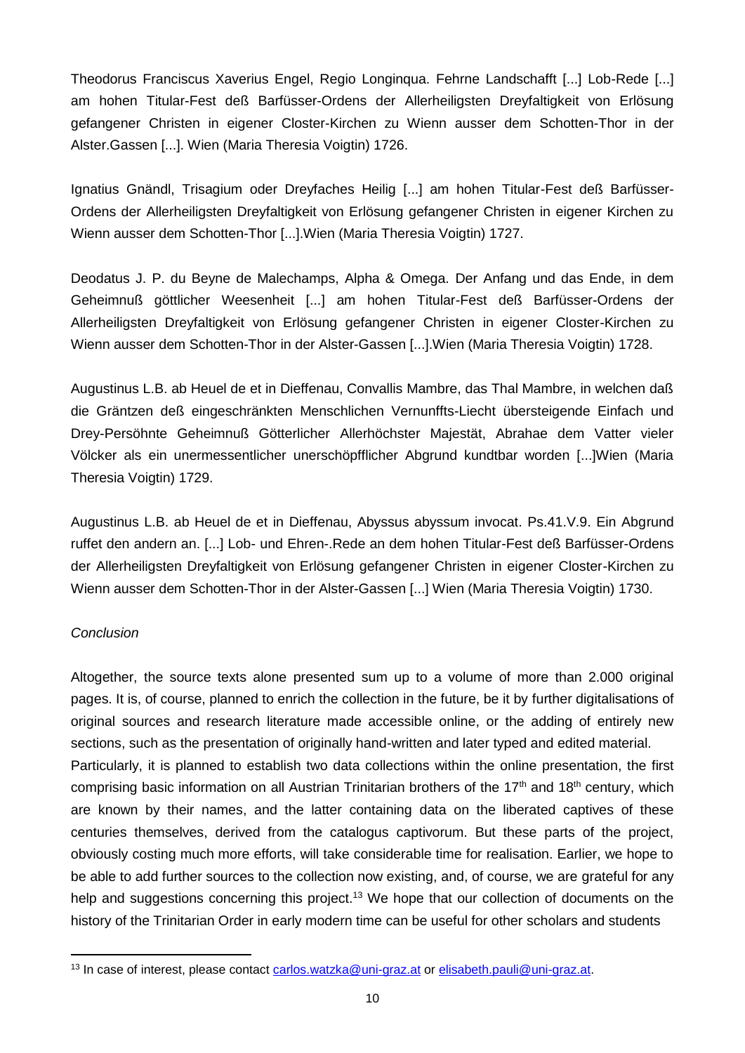Theodorus Franciscus Xaverius Engel, Regio Longinqua. Fehrne Landschafft [...] Lob-Rede [...] am hohen Titular-Fest deß Barfüsser-Ordens der Allerheiligsten Dreyfaltigkeit von Erlösung gefangener Christen in eigener Closter-Kirchen zu Wienn ausser dem Schotten-Thor in der Alster.Gassen [...]. Wien (Maria Theresia Voigtin) 1726.

Ignatius Gnändl, Trisagium oder Dreyfaches Heilig [...] am hohen Titular-Fest deß Barfüsser-Ordens der Allerheiligsten Dreyfaltigkeit von Erlösung gefangener Christen in eigener Kirchen zu Wienn ausser dem Schotten-Thor [...].Wien (Maria Theresia Voigtin) 1727.

Deodatus J. P. du Beyne de Malechamps, Alpha & Omega. Der Anfang und das Ende, in dem Geheimnuß göttlicher Weesenheit [...] am hohen Titular-Fest deß Barfüsser-Ordens der Allerheiligsten Dreyfaltigkeit von Erlösung gefangener Christen in eigener Closter-Kirchen zu Wienn ausser dem Schotten-Thor in der Alster-Gassen [...].Wien (Maria Theresia Voigtin) 1728.

Augustinus L.B. ab Heuel de et in Dieffenau, Convallis Mambre, das Thal Mambre, in welchen daß die Gräntzen deß eingeschränkten Menschlichen Vernunffts-Liecht übersteigende Einfach und Drey-Persöhnte Geheimnuß Götterlicher Allerhöchster Majestät, Abrahae dem Vatter vieler Völcker als ein unermessentlicher unerschöpfflicher Abgrund kundtbar worden [...]Wien (Maria Theresia Voigtin) 1729.

Augustinus L.B. ab Heuel de et in Dieffenau, Abyssus abyssum invocat. Ps.41.V.9. Ein Abgrund ruffet den andern an. [...] Lob- und Ehren-.Rede an dem hohen Titular-Fest deß Barfüsser-Ordens der Allerheiligsten Dreyfaltigkeit von Erlösung gefangener Christen in eigener Closter-Kirchen zu Wienn ausser dem Schotten-Thor in der Alster-Gassen [...] Wien (Maria Theresia Voigtin) 1730.

*Conclusion*

Altogether, the source texts alone presented sum up to a volume of more than 2.000 original pages. It is, of course, planned to enrich the collection in the future, be it by further digitalisations of original sources and research literature made accessible online, or the adding of entirely new sections, such as the presentation of originally hand-written and later typed and edited material.
Particularly, it is planned to establish two data collections within the online presentation, the first comprising basic information on all Austrian Trinitarian brothers of the 17th and 18th century, which are known by their names, and the latter containing data on the liberated captives of these centuries themselves, derived from the catalogus captivorum. But these parts of the project, obviously costing much more efforts, will take considerable time for realisation. Earlier, we hope to be able to add further sources to the collection now existing, and, of course, we are grateful for any help and suggestions concerning this project.[13] We hope that our collection of documents on the history of the Trinitarian Order in early modern time can be useful for other scholars and students

[13] In case of interest, please contact carlos.watzka@uni-graz.at or elisabeth.pauli@uni-graz.at.